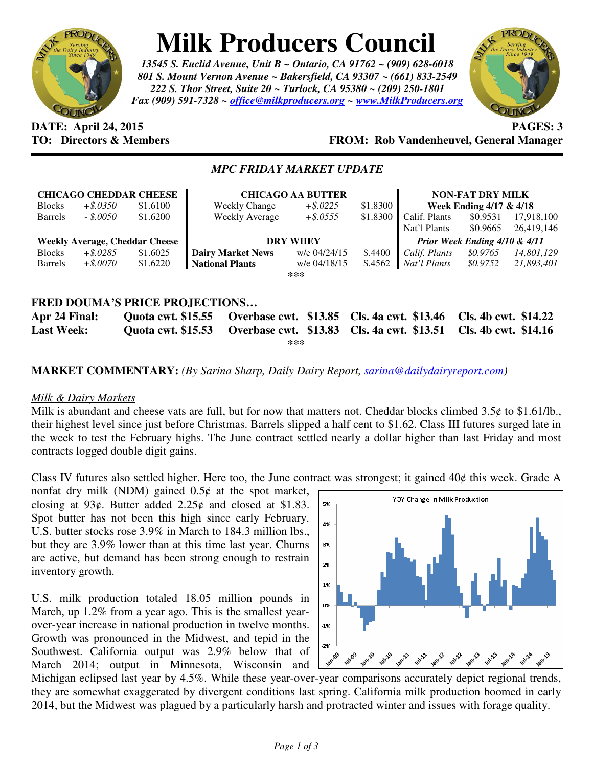# Milk Producers Council

*13545 S. Euclid Avenue, Unit B ~ Ontario, CA 91762 ~ (909) 628-6018*
*801 S. Mount Vernon Avenue ~ Bakersfield, CA 93307 ~ (661) 833-2549*
*222 S. Thor Street, Suite 20 ~ Turlock, CA 95380 ~ (209) 250-1801*
*Fax (909) 591-7328 ~ office@milkproducers.org ~ www.MilkProducers.org*

**DATE: April 24, 2015** **PAGES: 3**
**TO: Directors & Members** **FROM: Rob Vandenheuvel, General Manager**

## *MPC FRIDAY MARKET UPDATE*

| CHICAGO CHEDDAR CHEESE | | | CHICAGO AA BUTTER | | | NON-FAT DRY MILK | | |
|---|---|---|---|---|---|---|---|---|
| | | | | | | **Week Ending 4/17 & 4/18** | | |
| Blocks | *+$.0350* | $1.6100 | Weekly Change | *+$.0225* | $1.8300 | Calif. Plants | $0.9531 | 17,918,100 |
| Barrels | *- $.0050* | $1.6200 | Weekly Average | *+$.0555* | $1.8300 | Nat'l Plants | $0.9665 | 26,419,146 |
| **Weekly Average, Cheddar Cheese** | | | **DRY WHEY** | | | ***Prior Week Ending 4/10 & 4/11*** | | |
| Blocks | *+$.0285* | $1.6025 | **Dairy Market News** | w/e 04/24/15 | $.4400 | *Calif. Plants* | *$0.9765* | *14,801,129* |
| Barrels | *+$.0070* | $1.6220 | **National Plants** | w/e 04/18/15 | $.4562 | *Nat'l Plants* | *$0.9752* | *21,893,401* |

\*\*\*

**FRED DOUMA'S PRICE PROJECTIONS…**

| | | | | |
|---|---|---|---|---|
| **Apr 24 Final:** | **Quota cwt. $15.55** | **Overbase cwt. $13.85** | **Cls. 4a cwt. $13.46** | **Cls. 4b cwt. $14.22** |
| **Last Week:** | **Quota cwt. $15.53** | **Overbase cwt. $13.83** | **Cls. 4a cwt. $13.51** | **Cls. 4b cwt. $14.16** |

\*\*\*

**MARKET COMMENTARY:** *(By Sarina Sharp, Daily Dairy Report, sarina@dailydairyreport.com)*

*Milk & Dairy Markets*

Milk is abundant and cheese vats are full, but for now that matters not. Cheddar blocks climbed 3.5¢ to $1.61/lb., their highest level since just before Christmas. Barrels slipped a half cent to $1.62. Class III futures surged late in the week to test the February highs. The June contract settled nearly a dollar higher than last Friday and most contracts logged double digit gains.

Class IV futures also settled higher. Here too, the June contract was strongest; it gained 40¢ this week. Grade A nonfat dry milk (NDM) gained 0.5¢ at the spot market, closing at 93¢. Butter added 2.25¢ and closed at $1.83. Spot butter has not been this high since early February. U.S. butter stocks rose 3.9% in March to 184.3 million lbs., but they are 3.9% lower than at this time last year. Churns are active, but demand has been strong enough to restrain inventory growth.

U.S. milk production totaled 18.05 million pounds in March, up 1.2% from a year ago. This is the smallest year-over-year increase in national production in twelve months. Growth was pronounced in the Midwest, and tepid in the Southwest. California output was 2.9% below that of March 2014; output in Minnesota, Wisconsin and Michigan eclipsed last year by 4.5%. While these year-over-year comparisons accurately depict regional trends, they are somewhat exaggerated by divergent conditions last spring. California milk production boomed in early 2014, but the Midwest was plagued by a particularly harsh and protracted winter and issues with forage quality.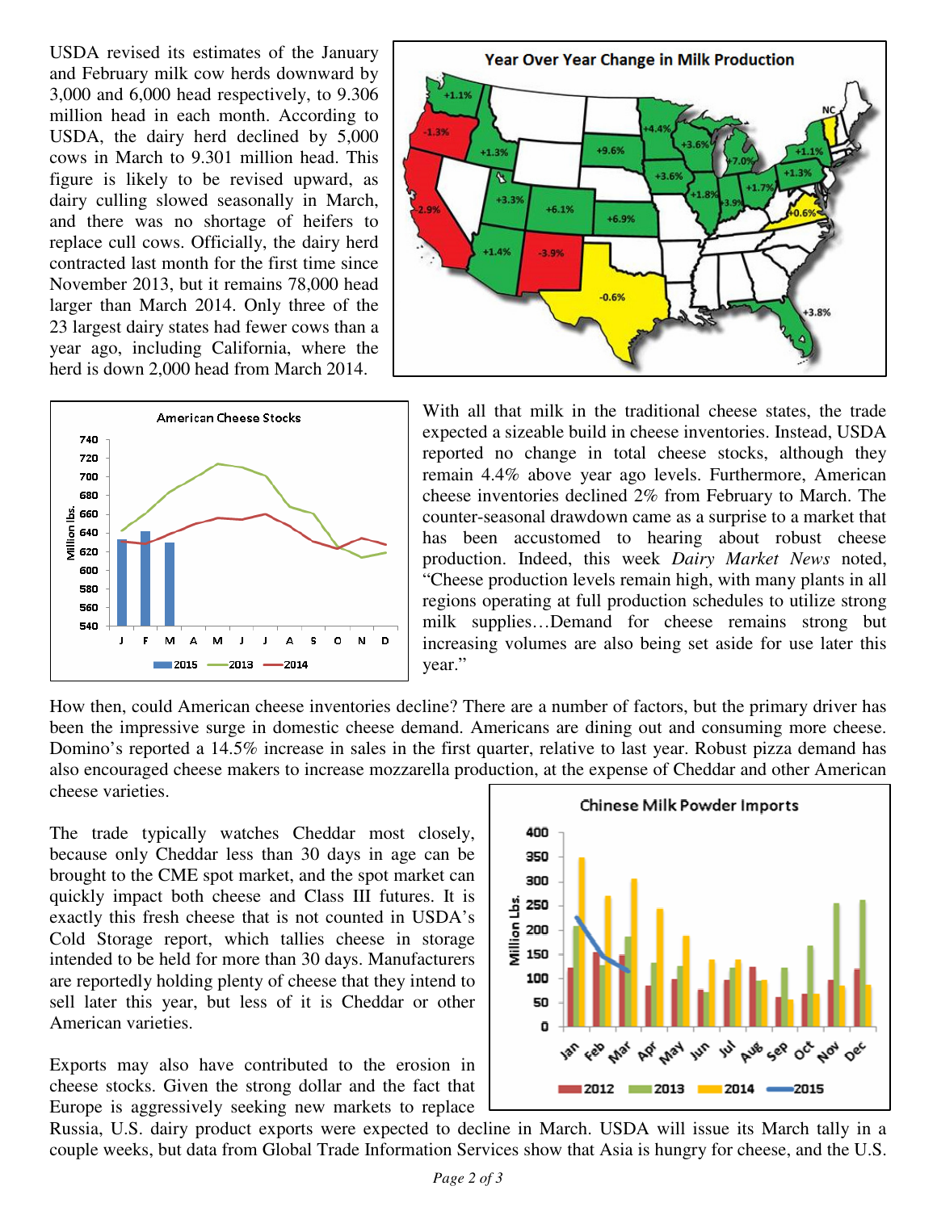USDA revised its estimates of the January and February milk cow herds downward by 3,000 and 6,000 head respectively, to 9.306 million head in each month. According to USDA, the dairy herd declined by 5,000 cows in March to 9.301 million head. This figure is likely to be revised upward, as dairy culling slowed seasonally in March, and there was no shortage of heifers to replace cull cows. Officially, the dairy herd contracted last month for the first time since November 2013, but it remains 78,000 head larger than March 2014. Only three of the 23 largest dairy states had fewer cows than a year ago, including California, where the herd is down 2,000 head from March 2014.

With all that milk in the traditional cheese states, the trade expected a sizeable build in cheese inventories. Instead, USDA reported no change in total cheese stocks, although they remain 4.4% above year ago levels. Furthermore, American cheese inventories declined 2% from February to March. The counter-seasonal drawdown came as a surprise to a market that has been accustomed to hearing about robust cheese production. Indeed, this week *Dairy Market News* noted, "Cheese production levels remain high, with many plants in all regions operating at full production schedules to utilize strong milk supplies…Demand for cheese remains strong but increasing volumes are also being set aside for use later this year."

How then, could American cheese inventories decline? There are a number of factors, but the primary driver has been the impressive surge in domestic cheese demand. Americans are dining out and consuming more cheese. Domino's reported a 14.5% increase in sales in the first quarter, relative to last year. Robust pizza demand has also encouraged cheese makers to increase mozzarella production, at the expense of Cheddar and other American cheese varieties.

The trade typically watches Cheddar most closely, because only Cheddar less than 30 days in age can be brought to the CME spot market, and the spot market can quickly impact both cheese and Class III futures. It is exactly this fresh cheese that is not counted in USDA's Cold Storage report, which tallies cheese in storage intended to be held for more than 30 days. Manufacturers are reportedly holding plenty of cheese that they intend to sell later this year, but less of it is Cheddar or other American varieties.

Exports may also have contributed to the erosion in cheese stocks. Given the strong dollar and the fact that Europe is aggressively seeking new markets to replace Russia, U.S. dairy product exports were expected to decline in March. USDA will issue its March tally in a couple weeks, but data from Global Trade Information Services show that Asia is hungry for cheese, and the U.S.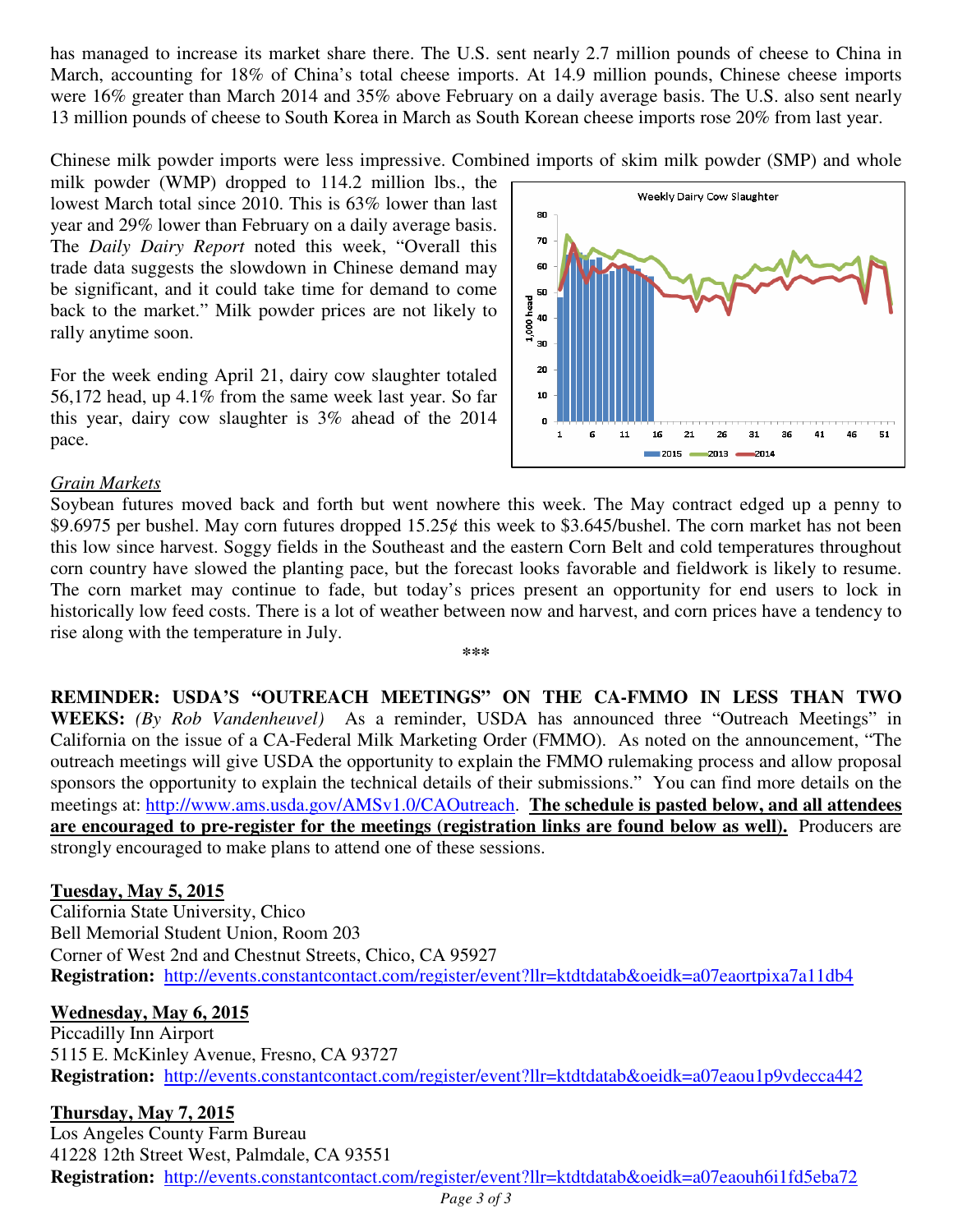has managed to increase its market share there. The U.S. sent nearly 2.7 million pounds of cheese to China in March, accounting for 18% of China's total cheese imports. At 14.9 million pounds, Chinese cheese imports were 16% greater than March 2014 and 35% above February on a daily average basis. The U.S. also sent nearly 13 million pounds of cheese to South Korea in March as South Korean cheese imports rose 20% from last year.

Chinese milk powder imports were less impressive. Combined imports of skim milk powder (SMP) and whole milk powder (WMP) dropped to 114.2 million lbs., the lowest March total since 2010. This is 63% lower than last year and 29% lower than February on a daily average basis. The *Daily Dairy Report* noted this week, "Overall this trade data suggests the slowdown in Chinese demand may be significant, and it could take time for demand to come back to the market." Milk powder prices are not likely to rally anytime soon.

Weekly Dairy Cow Slaughter

1,000 head

0
10
20
30
40
50
60
70
80

1 6 11 16 21 26 31 36 41 46 51

2015 2013 2014

For the week ending April 21, dairy cow slaughter totaled 56,172 head, up 4.1% from the same week last year. So far this year, dairy cow slaughter is 3% ahead of the 2014 pace.

*Grain Markets*

Soybean futures moved back and forth but went nowhere this week. The May contract edged up a penny to \$9.6975 per bushel. May corn futures dropped 15.25¢ this week to \$3.645/bushel. The corn market has not been this low since harvest. Soggy fields in the Southeast and the eastern Corn Belt and cold temperatures throughout corn country have slowed the planting pace, but the forecast looks favorable and fieldwork is likely to resume. The corn market may continue to fade, but today's prices present an opportunity for end users to lock in historically low feed costs. There is a lot of weather between now and harvest, and corn prices have a tendency to rise along with the temperature in July.

\*\*\*

**REMINDER: USDA'S "OUTREACH MEETINGS" ON THE CA-FMMO IN LESS THAN TWO WEEKS:** *(By Rob Vandenheuvel)* As a reminder, USDA has announced three "Outreach Meetings" in California on the issue of a CA-Federal Milk Marketing Order (FMMO). As noted on the announcement, "The outreach meetings will give USDA the opportunity to explain the FMMO rulemaking process and allow proposal sponsors the opportunity to explain the technical details of their submissions." You can find more details on the meetings at: http://www.ams.usda.gov/AMSv1.0/CAOutreach. **The schedule is pasted below, and all attendees are encouraged to pre-register for the meetings (registration links are found below as well).** Producers are strongly encouraged to make plans to attend one of these sessions.

**Tuesday, May 5, 2015**
California State University, Chico
Bell Memorial Student Union, Room 203
Corner of West 2nd and Chestnut Streets, Chico, CA 95927
**Registration:** http://events.constantcontact.com/register/event?llr=ktdtdatab&oeidk=a07eaortpixa7a11db4

**Wednesday, May 6, 2015**
Piccadilly Inn Airport
5115 E. McKinley Avenue, Fresno, CA 93727
**Registration:** http://events.constantcontact.com/register/event?llr=ktdtdatab&oeidk=a07eaou1p9vdecca442

**Thursday, May 7, 2015**
Los Angeles County Farm Bureau
41228 12th Street West, Palmdale, CA 93551
**Registration:** http://events.constantcontact.com/register/event?llr=ktdtdatab&oeidk=a07eaouh6i1fd5eba72